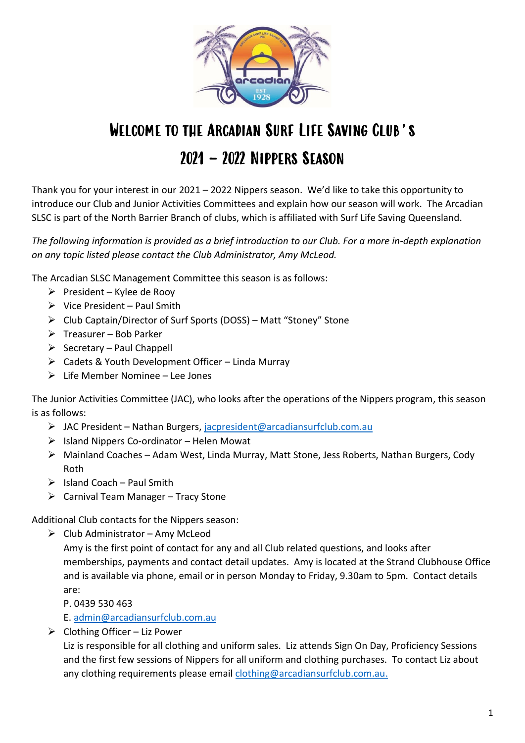# Welcome to the Arcadian Surf Life Saving Club's 2021 – 2022 Nippers Season

Thank you for your interest in our 2021 – 2022 Nippers season. We'd like to take this opportunity to introduce our Club and Junior Activities Committees and explain how our season will work. The Arcadian SLSC is part of the North Barrier Branch of clubs, which is affiliated with Surf Life Saving Queensland.

*The following information is provided as a brief introduction to our Club. For a more in-depth explanation on any topic listed please contact the Club Administrator, Amy McLeod.*

The Arcadian SLSC Management Committee this season is as follows:

- President – Kylee de Rooy
- Vice President – Paul Smith
- Club Captain/Director of Surf Sports (DOSS) – Matt "Stoney" Stone
- Treasurer – Bob Parker
- Secretary – Paul Chappell
- Cadets & Youth Development Officer – Linda Murray
- Life Member Nominee – Lee Jones

The Junior Activities Committee (JAC), who looks after the operations of the Nippers program, this season is as follows:

- JAC President – Nathan Burgers, jacpresident@arcadiansurfclub.com.au
- Island Nippers Co-ordinator – Helen Mowat
- Mainland Coaches – Adam West, Linda Murray, Matt Stone, Jess Roberts, Nathan Burgers, Cody Roth
- Island Coach – Paul Smith
- Carnival Team Manager – Tracy Stone

Additional Club contacts for the Nippers season:

- Club Administrator – Amy McLeod
  Amy is the first point of contact for any and all Club related questions, and looks after memberships, payments and contact detail updates. Amy is located at the Strand Clubhouse Office and is available via phone, email or in person Monday to Friday, 9.30am to 5pm. Contact details are:
  P. 0439 530 463
  E. admin@arcadiansurfclub.com.au
- Clothing Officer – Liz Power
  Liz is responsible for all clothing and uniform sales. Liz attends Sign On Day, Proficiency Sessions and the first few sessions of Nippers for all uniform and clothing purchases. To contact Liz about any clothing requirements please email clothing@arcadiansurfclub.com.au.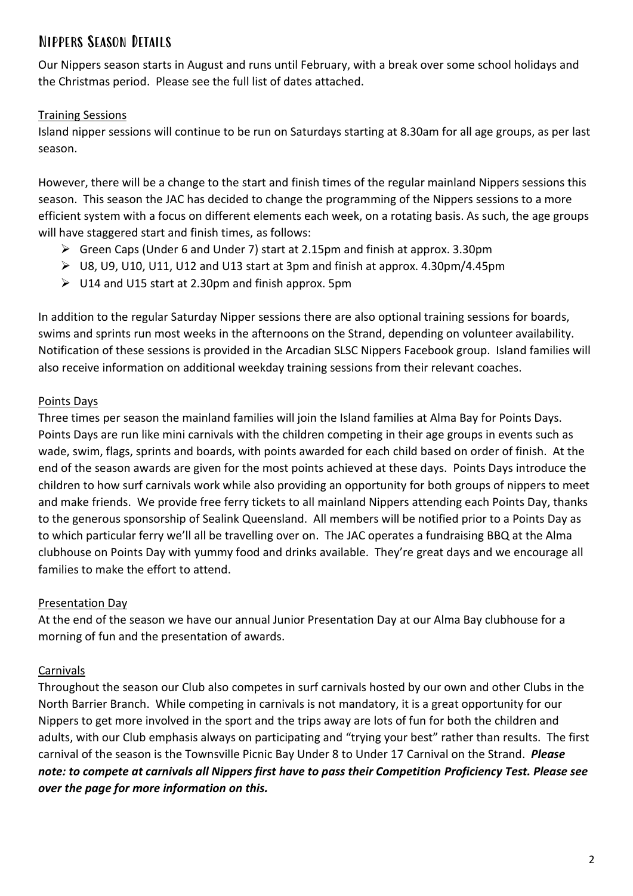## Nippers Season Details

Our Nippers season starts in August and runs until February, with a break over some school holidays and the Christmas period. Please see the full list of dates attached.

### Training Sessions

Island nipper sessions will continue to be run on Saturdays starting at 8.30am for all age groups, as per last season.

However, there will be a change to the start and finish times of the regular mainland Nippers sessions this season. This season the JAC has decided to change the programming of the Nippers sessions to a more efficient system with a focus on different elements each week, on a rotating basis. As such, the age groups will have staggered start and finish times, as follows:

- Green Caps (Under 6 and Under 7) start at 2.15pm and finish at approx. 3.30pm
- U8, U9, U10, U11, U12 and U13 start at 3pm and finish at approx. 4.30pm/4.45pm
- U14 and U15 start at 2.30pm and finish approx. 5pm

In addition to the regular Saturday Nipper sessions there are also optional training sessions for boards, swims and sprints run most weeks in the afternoons on the Strand, depending on volunteer availability. Notification of these sessions is provided in the Arcadian SLSC Nippers Facebook group. Island families will also receive information on additional weekday training sessions from their relevant coaches.

### Points Days

Three times per season the mainland families will join the Island families at Alma Bay for Points Days. Points Days are run like mini carnivals with the children competing in their age groups in events such as wade, swim, flags, sprints and boards, with points awarded for each child based on order of finish. At the end of the season awards are given for the most points achieved at these days. Points Days introduce the children to how surf carnivals work while also providing an opportunity for both groups of nippers to meet and make friends. We provide free ferry tickets to all mainland Nippers attending each Points Day, thanks to the generous sponsorship of Sealink Queensland. All members will be notified prior to a Points Day as to which particular ferry we'll all be travelling over on. The JAC operates a fundraising BBQ at the Alma clubhouse on Points Day with yummy food and drinks available. They're great days and we encourage all families to make the effort to attend.

### Presentation Day

At the end of the season we have our annual Junior Presentation Day at our Alma Bay clubhouse for a morning of fun and the presentation of awards.

### Carnivals

Throughout the season our Club also competes in surf carnivals hosted by our own and other Clubs in the North Barrier Branch. While competing in carnivals is not mandatory, it is a great opportunity for our Nippers to get more involved in the sport and the trips away are lots of fun for both the children and adults, with our Club emphasis always on participating and "trying your best" rather than results. The first carnival of the season is the Townsville Picnic Bay Under 8 to Under 17 Carnival on the Strand. ***Please note: to compete at carnivals all Nippers first have to pass their Competition Proficiency Test. Please see over the page for more information on this.***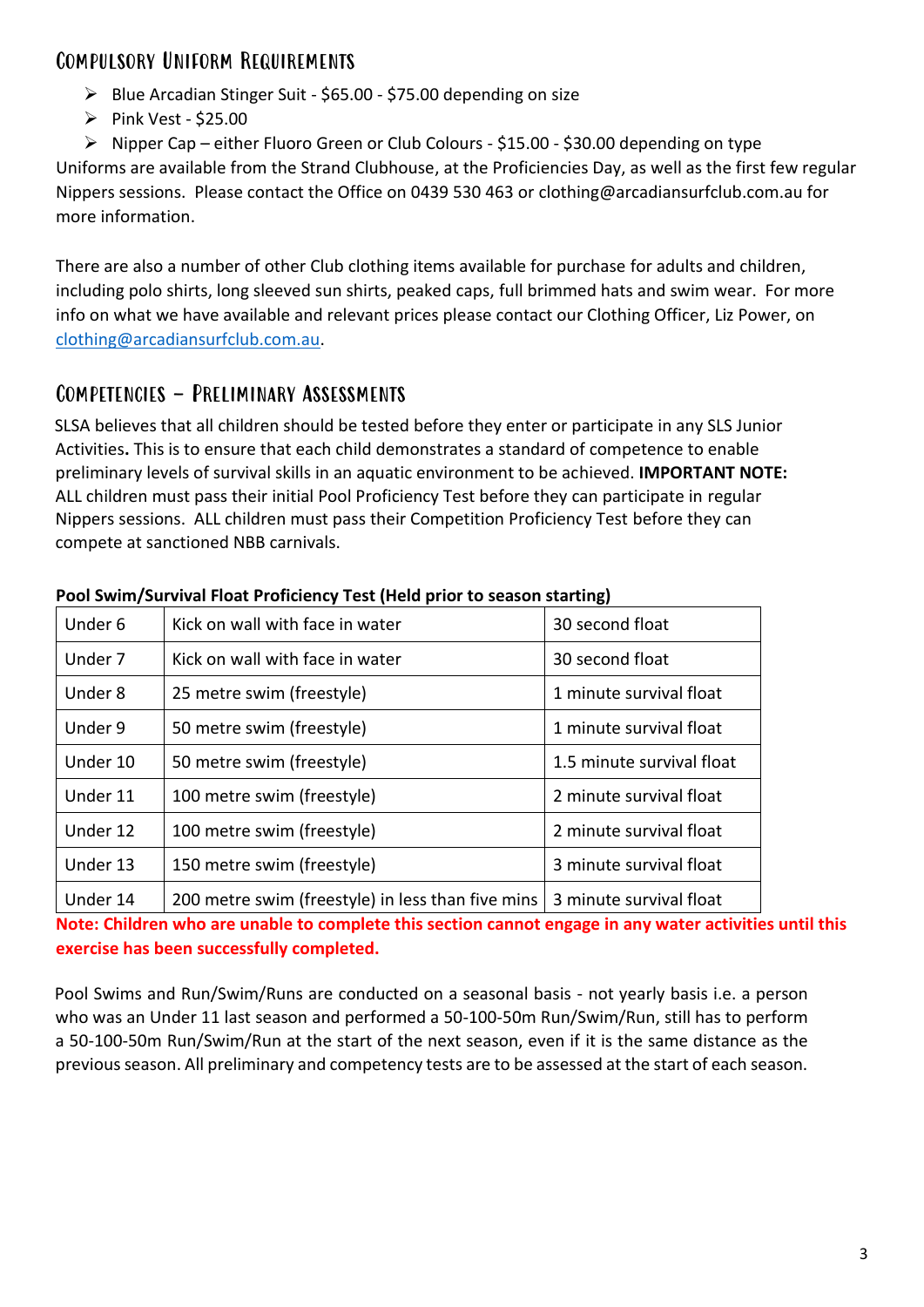## Compulsory Uniform Requirements

- Blue Arcadian Stinger Suit - $65.00 - $75.00 depending on size
- Pink Vest - $25.00
- Nipper Cap – either Fluoro Green or Club Colours - $15.00 - $30.00 depending on type

Uniforms are available from the Strand Clubhouse, at the Proficiencies Day, as well as the first few regular Nippers sessions. Please contact the Office on 0439 530 463 or clothing@arcadiansurfclub.com.au for more information.

There are also a number of other Club clothing items available for purchase for adults and children, including polo shirts, long sleeved sun shirts, peaked caps, full brimmed hats and swim wear. For more info on what we have available and relevant prices please contact our Clothing Officer, Liz Power, on clothing@arcadiansurfclub.com.au.

## Competencies – Preliminary Assessments

SLSA believes that all children should be tested before they enter or participate in any SLS Junior Activities**.** This is to ensure that each child demonstrates a standard of competence to enable preliminary levels of survival skills in an aquatic environment to be achieved. **IMPORTANT NOTE:** ALL children must pass their initial Pool Proficiency Test before they can participate in regular Nippers sessions. ALL children must pass their Competition Proficiency Test before they can compete at sanctioned NBB carnivals.

**Pool Swim/Survival Float Proficiency Test (Held prior to season starting)**

| | | |
|---|---|---|
| Under 6 | Kick on wall with face in water | 30 second float |
| Under 7 | Kick on wall with face in water | 30 second float |
| Under 8 | 25 metre swim (freestyle) | 1 minute survival float |
| Under 9 | 50 metre swim (freestyle) | 1 minute survival float |
| Under 10 | 50 metre swim (freestyle) | 1.5 minute survival float |
| Under 11 | 100 metre swim (freestyle) | 2 minute survival float |
| Under 12 | 100 metre swim (freestyle) | 2 minute survival float |
| Under 13 | 150 metre swim (freestyle) | 3 minute survival float |
| Under 14 | 200 metre swim (freestyle) in less than five mins | 3 minute survival float |

**Note: Children who are unable to complete this section cannot engage in any water activities until this exercise has been successfully completed.**

Pool Swims and Run/Swim/Runs are conducted on a seasonal basis - not yearly basis i.e. a person who was an Under 11 last season and performed a 50-100-50m Run/Swim/Run, still has to perform a 50-100-50m Run/Swim/Run at the start of the next season, even if it is the same distance as the previous season. All preliminary and competency tests are to be assessed at the start of each season.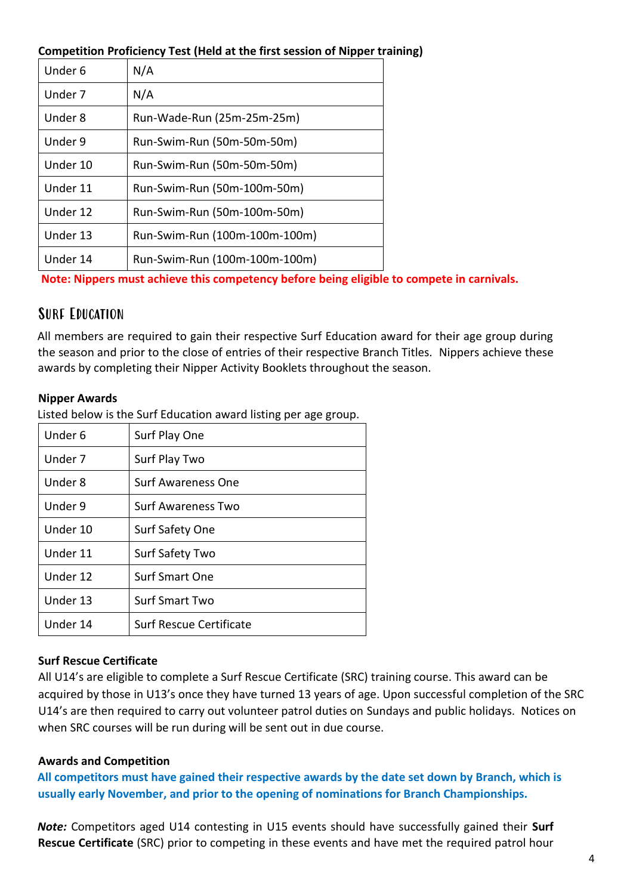**Competition Proficiency Test (Held at the first session of Nipper training)**

| | |
|---|---|
| Under 6 | N/A |
| Under 7 | N/A |
| Under 8 | Run-Wade-Run (25m-25m-25m) |
| Under 9 | Run-Swim-Run (50m-50m-50m) |
| Under 10 | Run-Swim-Run (50m-50m-50m) |
| Under 11 | Run-Swim-Run (50m-100m-50m) |
| Under 12 | Run-Swim-Run (50m-100m-50m) |
| Under 13 | Run-Swim-Run (100m-100m-100m) |
| Under 14 | Run-Swim-Run (100m-100m-100m) |

**Note: Nippers must achieve this competency before being eligible to compete in carnivals.**

## Surf Education

All members are required to gain their respective Surf Education award for their age group during the season and prior to the close of entries of their respective Branch Titles. Nippers achieve these awards by completing their Nipper Activity Booklets throughout the season.

**Nipper Awards**

Listed below is the Surf Education award listing per age group.

| | |
|---|---|
| Under 6 | Surf Play One |
| Under 7 | Surf Play Two |
| Under 8 | Surf Awareness One |
| Under 9 | Surf Awareness Two |
| Under 10 | Surf Safety One |
| Under 11 | Surf Safety Two |
| Under 12 | Surf Smart One |
| Under 13 | Surf Smart Two |
| Under 14 | Surf Rescue Certificate |

**Surf Rescue Certificate**

All U14's are eligible to complete a Surf Rescue Certificate (SRC) training course. This award can be acquired by those in U13's once they have turned 13 years of age. Upon successful completion of the SRC U14's are then required to carry out volunteer patrol duties on Sundays and public holidays. Notices on when SRC courses will be run during will be sent out in due course.

**Awards and Competition**

**All competitors must have gained their respective awards by the date set down by Branch, which is usually early November, and prior to the opening of nominations for Branch Championships.**

***Note:*** Competitors aged U14 contesting in U15 events should have successfully gained their **Surf Rescue Certificate** (SRC) prior to competing in these events and have met the required patrol hour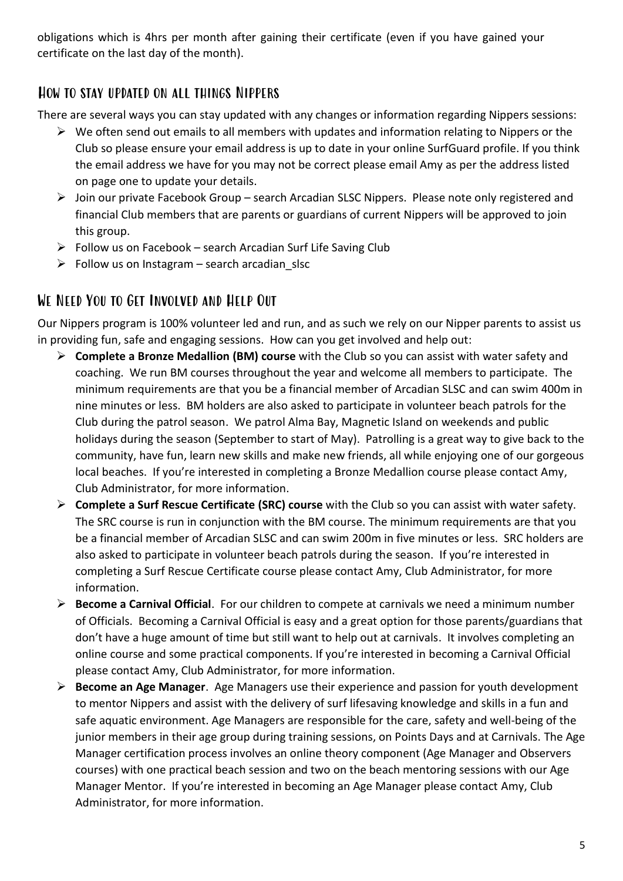obligations which is 4hrs per month after gaining their certificate (even if you have gained your certificate on the last day of the month).

## How to stay updated on all things Nippers

There are several ways you can stay updated with any changes or information regarding Nippers sessions:

- We often send out emails to all members with updates and information relating to Nippers or the Club so please ensure your email address is up to date in your online SurfGuard profile. If you think the email address we have for you may not be correct please email Amy as per the address listed on page one to update your details.
- Join our private Facebook Group – search Arcadian SLSC Nippers. Please note only registered and financial Club members that are parents or guardians of current Nippers will be approved to join this group.
- Follow us on Facebook – search Arcadian Surf Life Saving Club
- Follow us on Instagram – search arcadian_slsc

## We Need You to Get Involved and Help Out

Our Nippers program is 100% volunteer led and run, and as such we rely on our Nipper parents to assist us in providing fun, safe and engaging sessions. How can you get involved and help out:

- **Complete a Bronze Medallion (BM) course** with the Club so you can assist with water safety and coaching. We run BM courses throughout the year and welcome all members to participate. The minimum requirements are that you be a financial member of Arcadian SLSC and can swim 400m in nine minutes or less. BM holders are also asked to participate in volunteer beach patrols for the Club during the patrol season. We patrol Alma Bay, Magnetic Island on weekends and public holidays during the season (September to start of May). Patrolling is a great way to give back to the community, have fun, learn new skills and make new friends, all while enjoying one of our gorgeous local beaches. If you're interested in completing a Bronze Medallion course please contact Amy, Club Administrator, for more information.
- **Complete a Surf Rescue Certificate (SRC) course** with the Club so you can assist with water safety. The SRC course is run in conjunction with the BM course. The minimum requirements are that you be a financial member of Arcadian SLSC and can swim 200m in five minutes or less. SRC holders are also asked to participate in volunteer beach patrols during the season. If you're interested in completing a Surf Rescue Certificate course please contact Amy, Club Administrator, for more information.
- **Become a Carnival Official**. For our children to compete at carnivals we need a minimum number of Officials. Becoming a Carnival Official is easy and a great option for those parents/guardians that don't have a huge amount of time but still want to help out at carnivals. It involves completing an online course and some practical components. If you're interested in becoming a Carnival Official please contact Amy, Club Administrator, for more information.
- **Become an Age Manager**. Age Managers use their experience and passion for youth development to mentor Nippers and assist with the delivery of surf lifesaving knowledge and skills in a fun and safe aquatic environment. Age Managers are responsible for the care, safety and well-being of the junior members in their age group during training sessions, on Points Days and at Carnivals. The Age Manager certification process involves an online theory component (Age Manager and Observers courses) with one practical beach session and two on the beach mentoring sessions with our Age Manager Mentor. If you're interested in becoming an Age Manager please contact Amy, Club Administrator, for more information.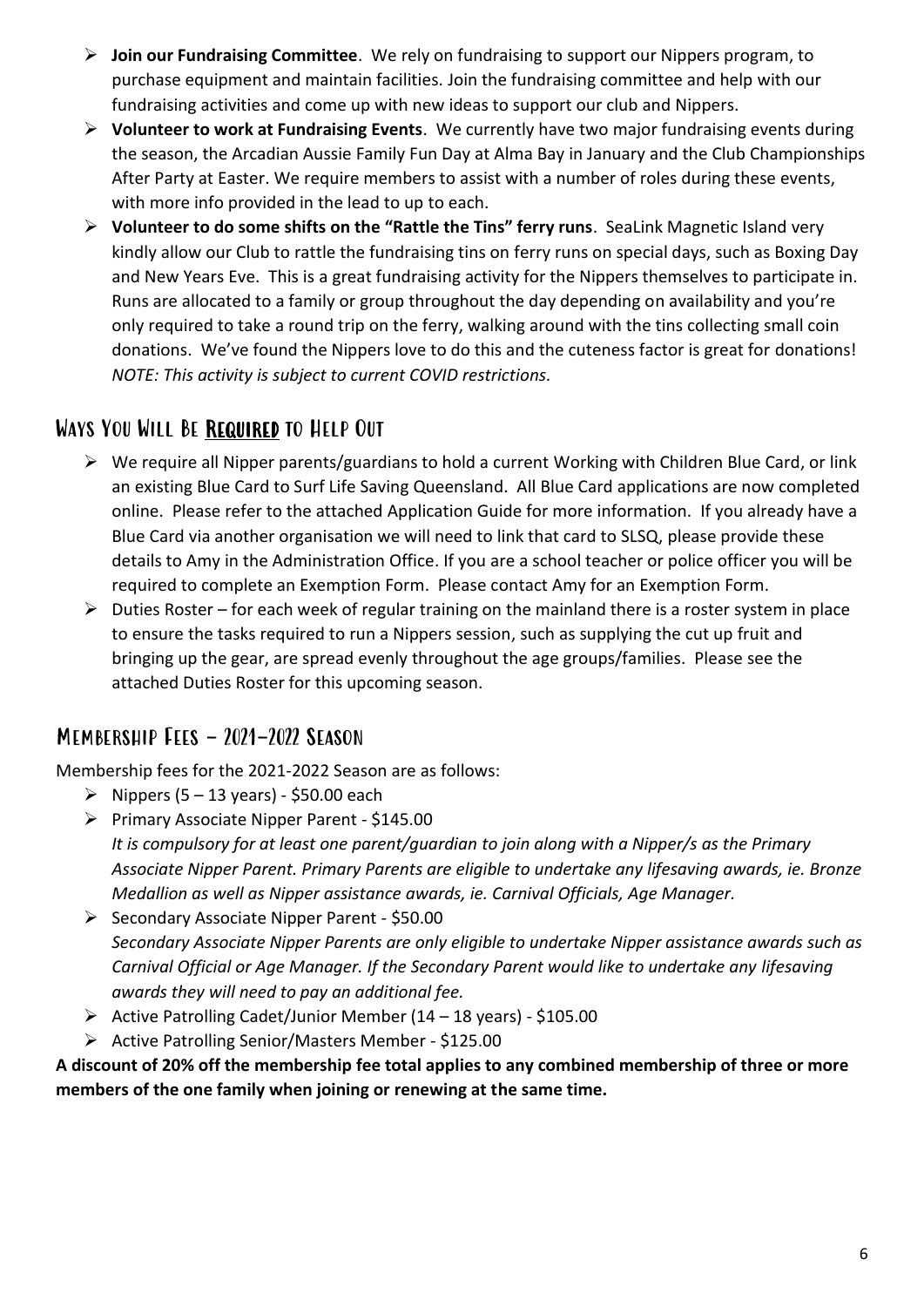- **Join our Fundraising Committee**. We rely on fundraising to support our Nippers program, to purchase equipment and maintain facilities. Join the fundraising committee and help with our fundraising activities and come up with new ideas to support our club and Nippers.
- **Volunteer to work at Fundraising Events**. We currently have two major fundraising events during the season, the Arcadian Aussie Family Fun Day at Alma Bay in January and the Club Championships After Party at Easter. We require members to assist with a number of roles during these events, with more info provided in the lead to up to each.
- **Volunteer to do some shifts on the "Rattle the Tins" ferry runs**. SeaLink Magnetic Island very kindly allow our Club to rattle the fundraising tins on ferry runs on special days, such as Boxing Day and New Years Eve. This is a great fundraising activity for the Nippers themselves to participate in. Runs are allocated to a family or group throughout the day depending on availability and you're only required to take a round trip on the ferry, walking around with the tins collecting small coin donations. We've found the Nippers love to do this and the cuteness factor is great for donations! *NOTE: This activity is subject to current COVID restrictions.*

## Ways You Will Be Required to Help Out

- We require all Nipper parents/guardians to hold a current Working with Children Blue Card, or link an existing Blue Card to Surf Life Saving Queensland. All Blue Card applications are now completed online. Please refer to the attached Application Guide for more information. If you already have a Blue Card via another organisation we will need to link that card to SLSQ, please provide these details to Amy in the Administration Office. If you are a school teacher or police officer you will be required to complete an Exemption Form. Please contact Amy for an Exemption Form.
- Duties Roster – for each week of regular training on the mainland there is a roster system in place to ensure the tasks required to run a Nippers session, such as supplying the cut up fruit and bringing up the gear, are spread evenly throughout the age groups/families. Please see the attached Duties Roster for this upcoming season.

## Membership Fees – 2021-2022 Season

Membership fees for the 2021-2022 Season are as follows:

- Nippers (5 – 13 years) - $50.00 each
- Primary Associate Nipper Parent - $145.00
  *It is compulsory for at least one parent/guardian to join along with a Nipper/s as the Primary Associate Nipper Parent. Primary Parents are eligible to undertake any lifesaving awards, ie. Bronze Medallion as well as Nipper assistance awards, ie. Carnival Officials, Age Manager.*
- Secondary Associate Nipper Parent - $50.00
  *Secondary Associate Nipper Parents are only eligible to undertake Nipper assistance awards such as Carnival Official or Age Manager. If the Secondary Parent would like to undertake any lifesaving awards they will need to pay an additional fee.*
- Active Patrolling Cadet/Junior Member (14 – 18 years) - $105.00
- Active Patrolling Senior/Masters Member - $125.00

**A discount of 20% off the membership fee total applies to any combined membership of three or more members of the one family when joining or renewing at the same time.**